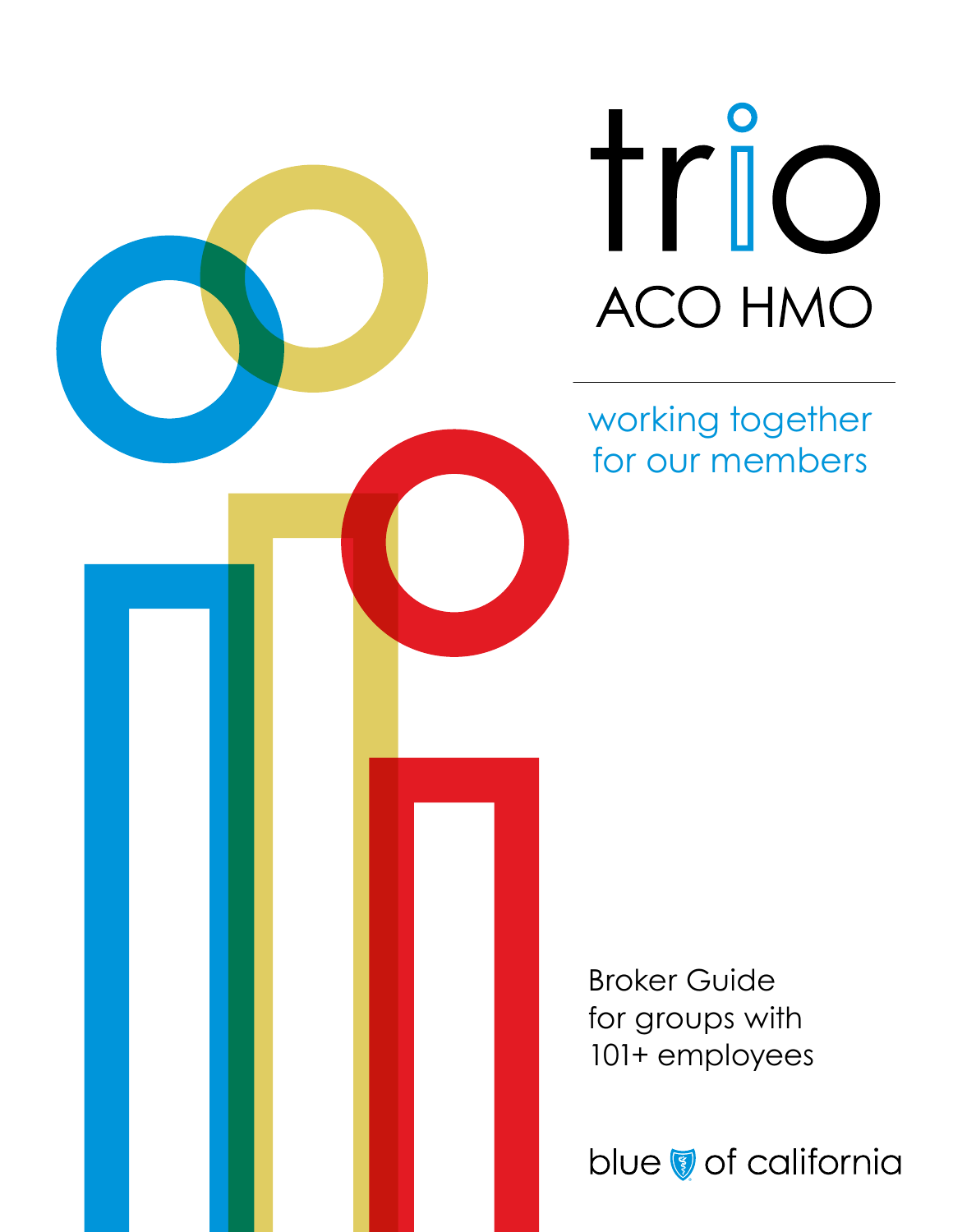# trio

## ACO HMO

working together
for our members

Broker Guide
for groups with
101+ employees

blue of california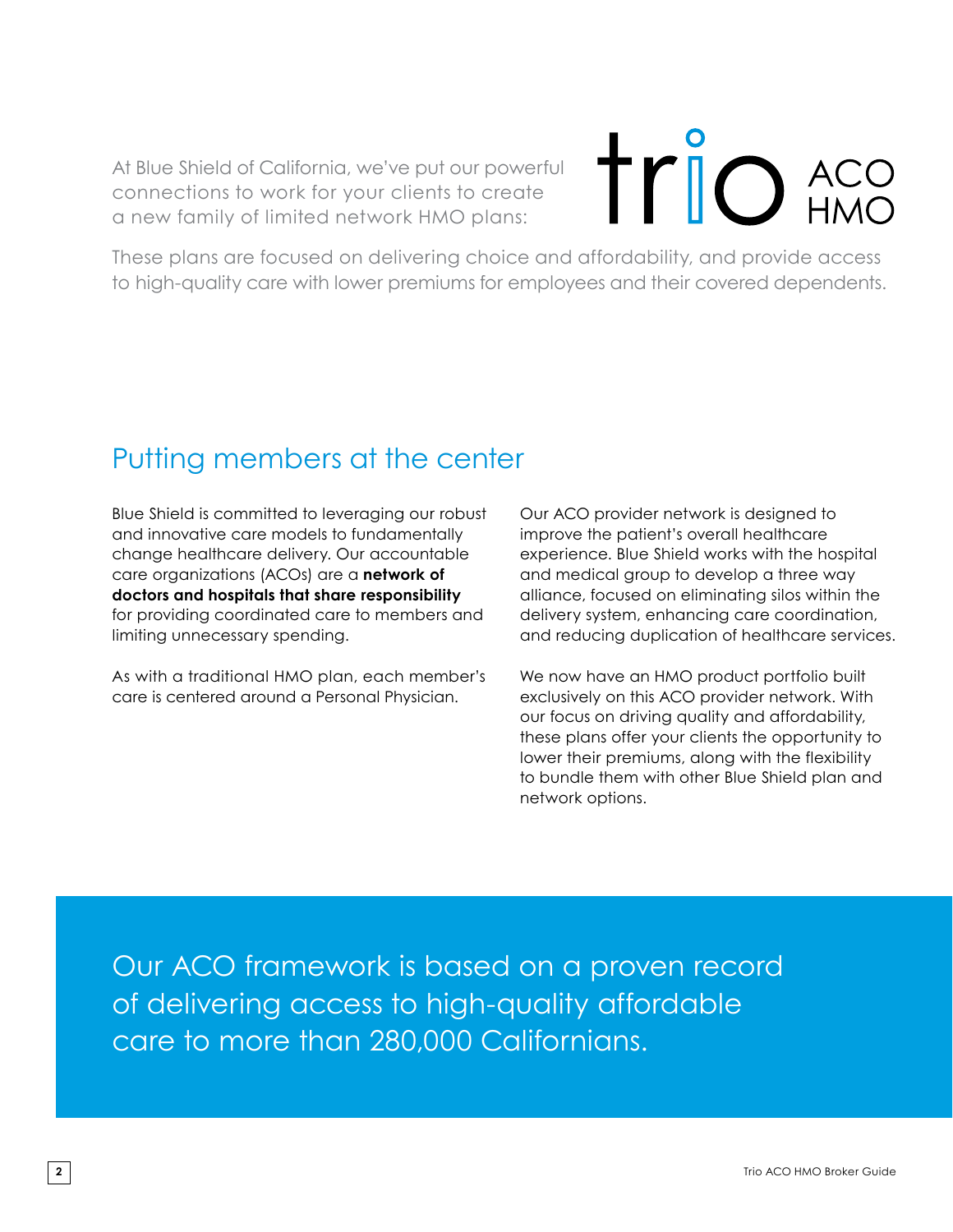At Blue Shield of California, we've put our powerful connections to work for your clients to create a new family of limited network HMO plans:

**trio ACO HMO**

These plans are focused on delivering choice and affordability, and provide access to high-quality care with lower premiums for employees and their covered dependents.

## Putting members at the center

Blue Shield is committed to leveraging our robust and innovative care models to fundamentally change healthcare delivery. Our accountable care organizations (ACOs) are a **network of doctors and hospitals that share responsibility** for providing coordinated care to members and limiting unnecessary spending.

As with a traditional HMO plan, each member's care is centered around a Personal Physician.

Our ACO provider network is designed to improve the patient's overall healthcare experience. Blue Shield works with the hospital and medical group to develop a three way alliance, focused on eliminating silos within the delivery system, enhancing care coordination, and reducing duplication of healthcare services.

We now have an HMO product portfolio built exclusively on this ACO provider network. With our focus on driving quality and affordability, these plans offer your clients the opportunity to lower their premiums, along with the flexibility to bundle them with other Blue Shield plan and network options.

Our ACO framework is based on a proven record of delivering access to high-quality affordable care to more than 280,000 Californians.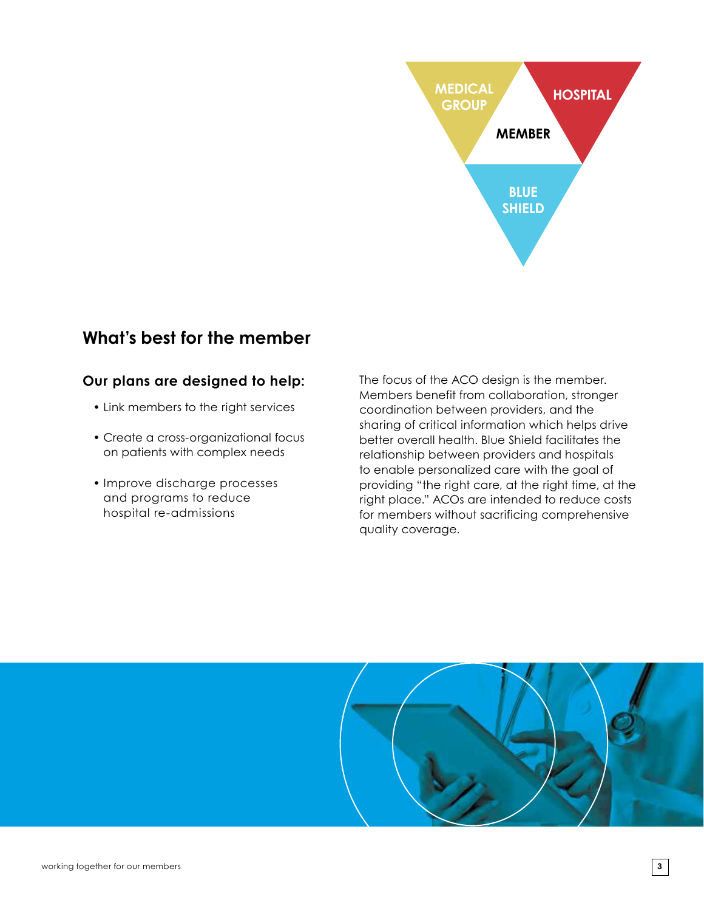MEDICAL GROUP

HOSPITAL

MEMBER

BLUE SHIELD

## What's best for the member

### Our plans are designed to help:

- Link members to the right services
- Create a cross-organizational focus on patients with complex needs
- Improve discharge processes and programs to reduce hospital re-admissions

The focus of the ACO design is the member. Members benefit from collaboration, stronger coordination between providers, and the sharing of critical information which helps drive better overall health. Blue Shield facilitates the relationship between providers and hospitals to enable personalized care with the goal of providing "the right care, at the right time, at the right place." ACOs are intended to reduce costs for members without sacrificing comprehensive quality coverage.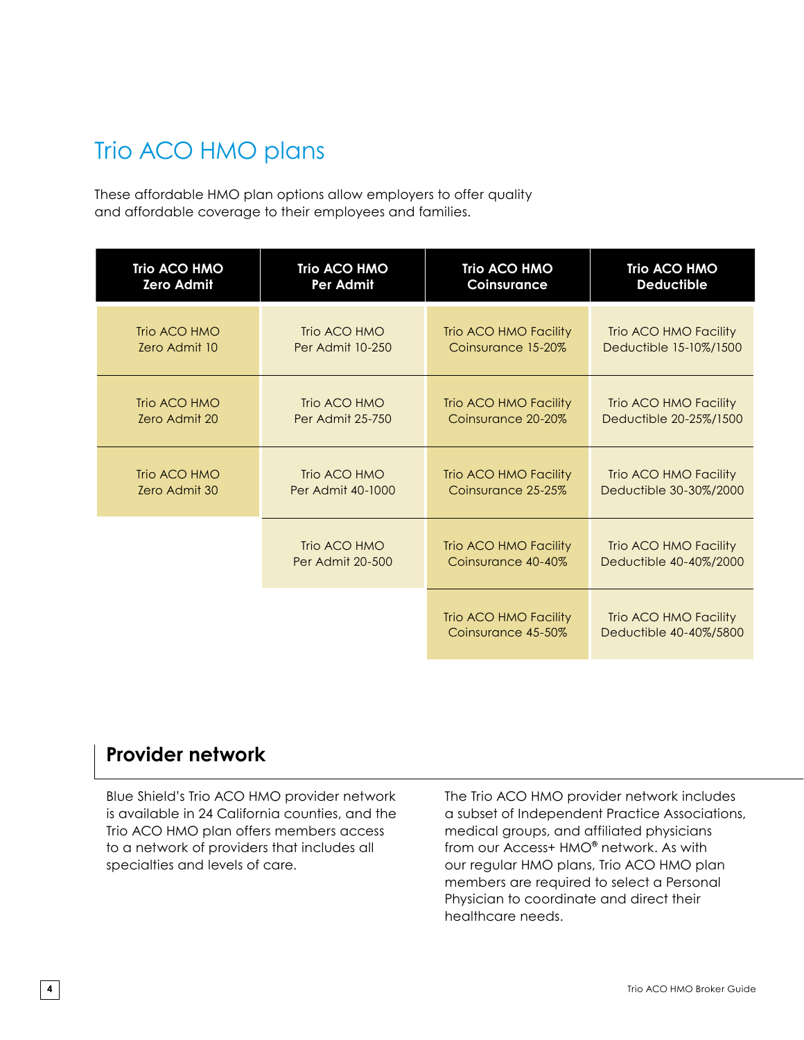# Trio ACO HMO plans

These affordable HMO plan options allow employers to offer quality and affordable coverage to their employees and families.

| Trio ACO HMO Zero Admit | Trio ACO HMO Per Admit | Trio ACO HMO Coinsurance | Trio ACO HMO Deductible |
|---|---|---|---|
| Trio ACO HMO Zero Admit 10 | Trio ACO HMO Per Admit 10-250 | Trio ACO HMO Facility Coinsurance 15-20% | Trio ACO HMO Facility Deductible 15-10%/1500 |
| Trio ACO HMO Zero Admit 20 | Trio ACO HMO Per Admit 25-750 | Trio ACO HMO Facility Coinsurance 20-20% | Trio ACO HMO Facility Deductible 20-25%/1500 |
| Trio ACO HMO Zero Admit 30 | Trio ACO HMO Per Admit 40-1000 | Trio ACO HMO Facility Coinsurance 25-25% | Trio ACO HMO Facility Deductible 30-30%/2000 |
| | Trio ACO HMO Per Admit 20-500 | Trio ACO HMO Facility Coinsurance 40-40% | Trio ACO HMO Facility Deductible 40-40%/2000 |
| | | Trio ACO HMO Facility Coinsurance 45-50% | Trio ACO HMO Facility Deductible 40-40%/5800 |

## Provider network

Blue Shield's Trio ACO HMO provider network is available in 24 California counties, and the Trio ACO HMO plan offers members access to a network of providers that includes all specialties and levels of care.

The Trio ACO HMO provider network includes a subset of Independent Practice Associations, medical groups, and affiliated physicians from our Access+ HMO® network. As with our regular HMO plans, Trio ACO HMO plan members are required to select a Personal Physician to coordinate and direct their healthcare needs.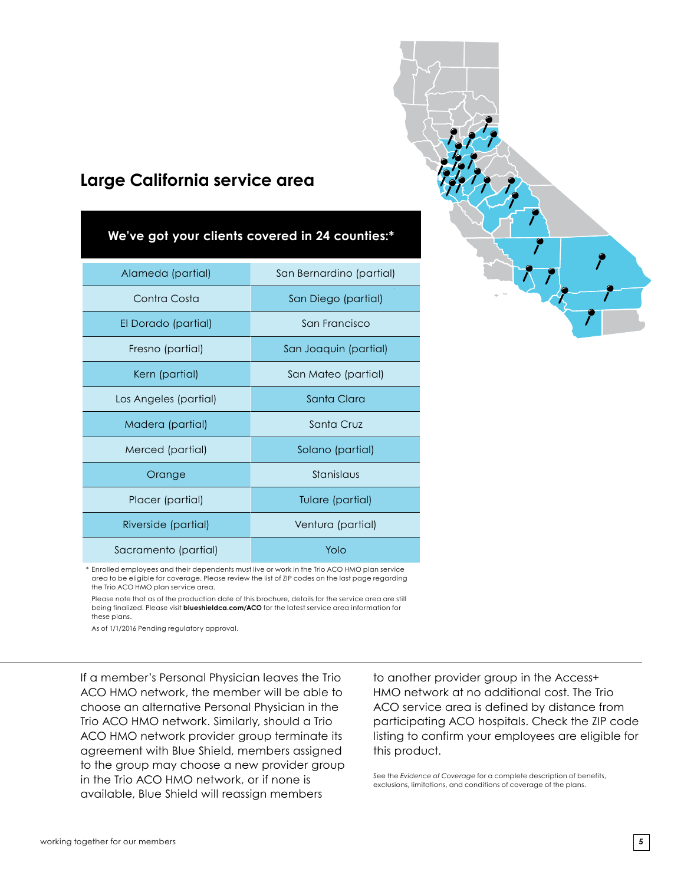## Large California service area

| We've got your clients covered in 24 counties:* | |
|---|---|
| Alameda (partial) | San Bernardino (partial) |
| Contra Costa | San Diego (partial) |
| El Dorado (partial) | San Francisco |
| Fresno (partial) | San Joaquin (partial) |
| Kern (partial) | San Mateo (partial) |
| Los Angeles (partial) | Santa Clara |
| Madera (partial) | Santa Cruz |
| Merced (partial) | Solano (partial) |
| Orange | Stanislaus |
| Placer (partial) | Tulare (partial) |
| Riverside (partial) | Ventura (partial) |
| Sacramento (partial) | Yolo |

\* Enrolled employees and their dependents must live or work in the Trio ACO HMO plan service area to be eligible for coverage. Please review the list of ZIP codes on the last page regarding the Trio ACO HMO plan service area.

Please note that as of the production date of this brochure, details for the service area are still being finalized. Please visit **blueshieldca.com/ACO** for the latest service area information for these plans.

As of 1/1/2016 Pending regulatory approval.

---

If a member's Personal Physician leaves the Trio ACO HMO network, the member will be able to choose an alternative Personal Physician in the Trio ACO HMO network. Similarly, should a Trio ACO HMO network provider group terminate its agreement with Blue Shield, members assigned to the group may choose a new provider group in the Trio ACO HMO network, or if none is available, Blue Shield will reassign members to another provider group in the Access+ HMO network at no additional cost. The Trio ACO service area is defined by distance from participating ACO hospitals. Check the ZIP code listing to confirm your employees are eligible for this product.

See the *Evidence of Coverage* for a complete description of benefits, exclusions, limitations, and conditions of coverage of the plans.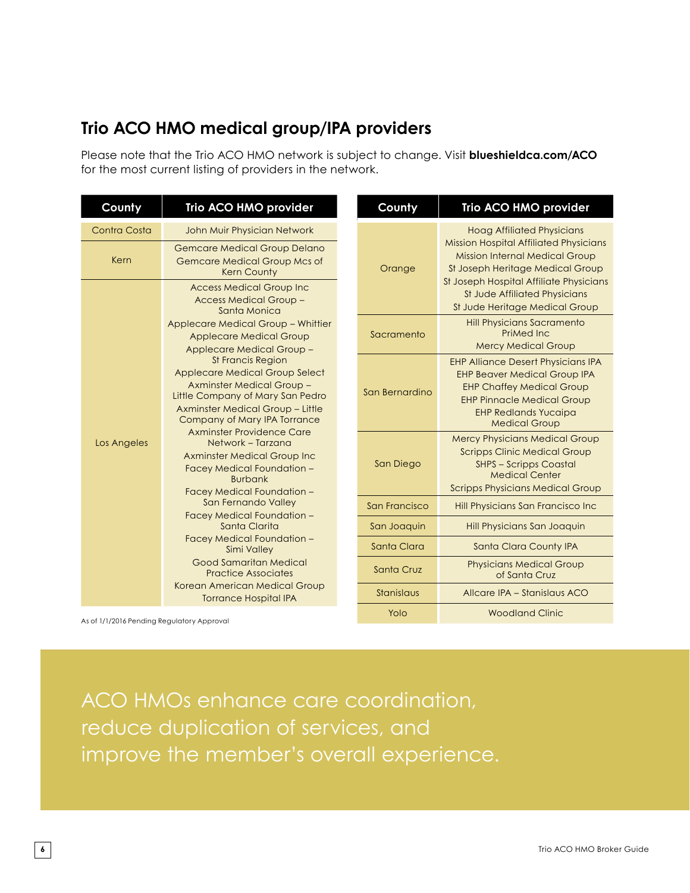## Trio ACO HMO medical group/IPA providers

Please note that the Trio ACO HMO network is subject to change. Visit **blueshieldca.com/ACO** for the most current listing of providers in the network.

| County | Trio ACO HMO provider |
|---|---|
| Contra Costa | John Muir Physician Network |
| Kern | Gemcare Medical Group Delano<br>Gemcare Medical Group Mcs of Kern County |
| Los Angeles | Access Medical Group Inc<br>Access Medical Group – Santa Monica<br>Applecare Medical Group – Whittier<br>Applecare Medical Group<br>Applecare Medical Group – St Francis Region<br>Applecare Medical Group Select<br>Axminster Medical Group – Little Company of Mary San Pedro<br>Axminster Medical Group – Little Company of Mary IPA Torrance<br>Axminster Providence Care Network – Tarzana<br>Axminster Medical Group Inc<br>Facey Medical Foundation – Burbank<br>Facey Medical Foundation – San Fernando Valley<br>Facey Medical Foundation – Santa Clarita<br>Facey Medical Foundation – Simi Valley<br>Good Samaritan Medical Practice Associates<br>Korean American Medical Group<br>Torrance Hospital IPA |
| Orange | Hoag Affiliated Physicians<br>Mission Hospital Affiliated Physicians<br>Mission Internal Medical Group<br>St Joseph Heritage Medical Group<br>St Joseph Hospital Affiliate Physicians<br>St Jude Affiliated Physicians<br>St Jude Heritage Medical Group |
| Sacramento | Hill Physicians Sacramento PriMed Inc<br>Mercy Medical Group |
| San Bernardino | EHP Alliance Desert Physicians IPA<br>EHP Beaver Medical Group IPA<br>EHP Chaffey Medical Group<br>EHP Pinnacle Medical Group<br>EHP Redlands Yucaipa Medical Group |
| San Diego | Mercy Physicians Medical Group<br>Scripps Clinic Medical Group<br>SHPS – Scripps Coastal Medical Center<br>Scripps Physicians Medical Group |
| San Francisco | Hill Physicians San Francisco Inc |
| San Joaquin | Hill Physicians San Joaquin |
| Santa Clara | Santa Clara County IPA |
| Santa Cruz | Physicians Medical Group of Santa Cruz |
| Stanislaus | Allcare IPA – Stanislaus ACO |
| Yolo | Woodland Clinic |

As of 1/1/2016 Pending Regulatory Approval

ACO HMOs enhance care coordination, reduce duplication of services, and improve the member's overall experience.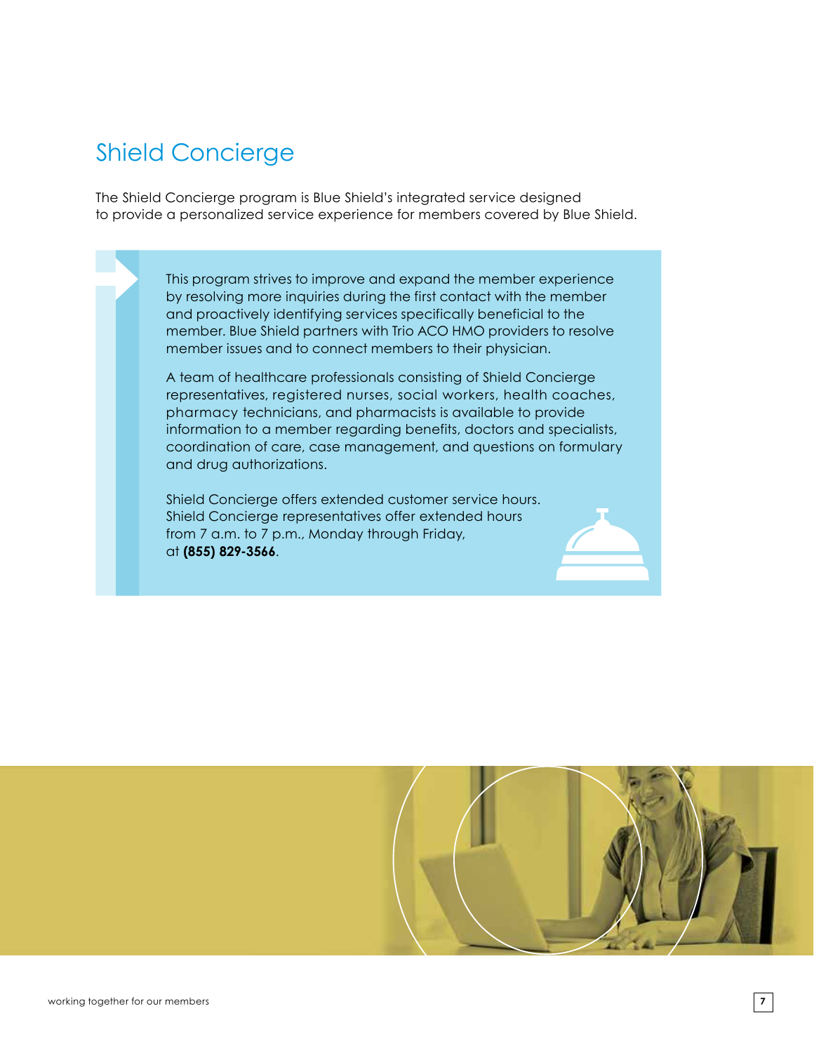# Shield Concierge

The Shield Concierge program is Blue Shield's integrated service designed to provide a personalized service experience for members covered by Blue Shield.

This program strives to improve and expand the member experience by resolving more inquiries during the first contact with the member and proactively identifying services specifically beneficial to the member. Blue Shield partners with Trio ACO HMO providers to resolve member issues and to connect members to their physician.

A team of healthcare professionals consisting of Shield Concierge representatives, registered nurses, social workers, health coaches, pharmacy technicians, and pharmacists is available to provide information to a member regarding benefits, doctors and specialists, coordination of care, case management, and questions on formulary and drug authorizations.

Shield Concierge offers extended customer service hours. Shield Concierge representatives offer extended hours from 7 a.m. to 7 p.m., Monday through Friday, at **(855) 829-3566**.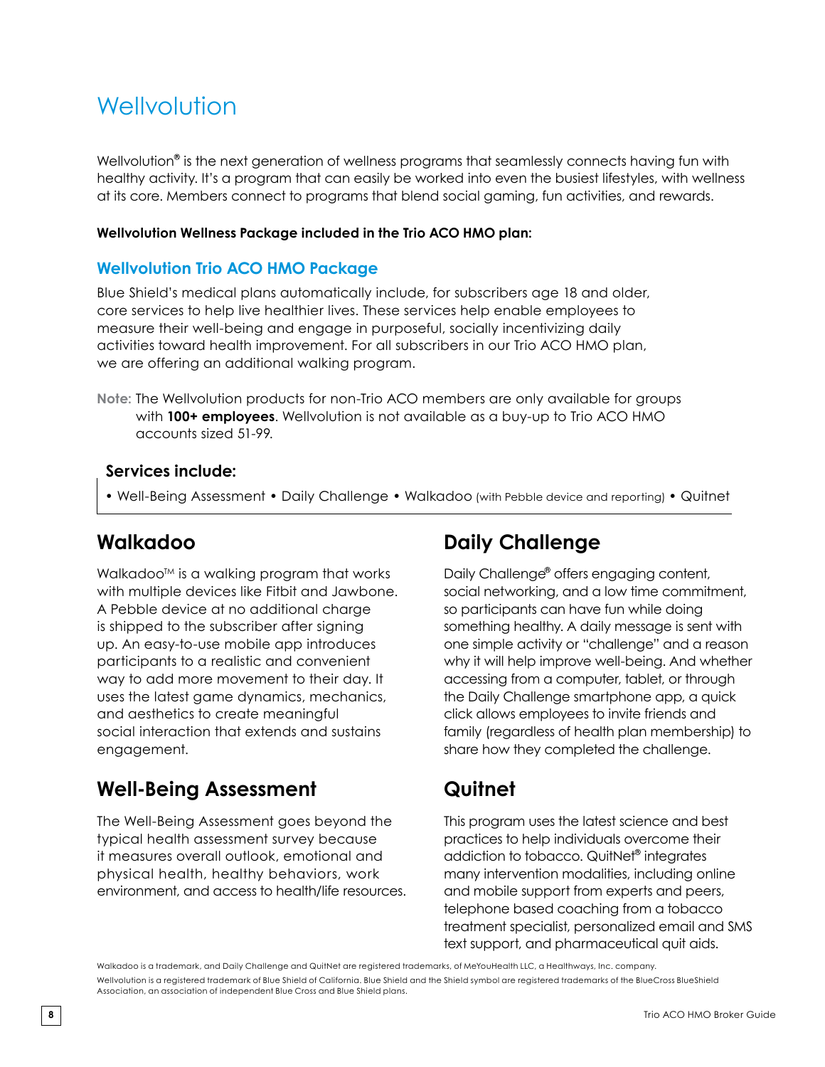# Wellvolution

Wellvolution® is the next generation of wellness programs that seamlessly connects having fun with healthy activity. It's a program that can easily be worked into even the busiest lifestyles, with wellness at its core. Members connect to programs that blend social gaming, fun activities, and rewards.

**Wellvolution Wellness Package included in the Trio ACO HMO plan:**

## Wellvolution Trio ACO HMO Package

Blue Shield's medical plans automatically include, for subscribers age 18 and older, core services to help live healthier lives. These services help enable employees to measure their well-being and engage in purposeful, socially incentivizing daily activities toward health improvement. For all subscribers in our Trio ACO HMO plan, we are offering an additional walking program.

**Note:** The Wellvolution products for non-Trio ACO members are only available for groups with **100+ employees**. Wellvolution is not available as a buy-up to Trio ACO HMO accounts sized 51-99.

### Services include:

- Well-Being Assessment • Daily Challenge • Walkadoo (with Pebble device and reporting) • Quitnet

## Walkadoo

Walkadoo™ is a walking program that works with multiple devices like Fitbit and Jawbone. A Pebble device at no additional charge is shipped to the subscriber after signing up. An easy-to-use mobile app introduces participants to a realistic and convenient way to add more movement to their day. It uses the latest game dynamics, mechanics, and aesthetics to create meaningful social interaction that extends and sustains engagement.

## Well-Being Assessment

The Well-Being Assessment goes beyond the typical health assessment survey because it measures overall outlook, emotional and physical health, healthy behaviors, work environment, and access to health/life resources.

## Daily Challenge

Daily Challenge® offers engaging content, social networking, and a low time commitment, so participants can have fun while doing something healthy. A daily message is sent with one simple activity or "challenge" and a reason why it will help improve well-being. And whether accessing from a computer, tablet, or through the Daily Challenge smartphone app, a quick click allows employees to invite friends and family (regardless of health plan membership) to share how they completed the challenge.

## Quitnet

This program uses the latest science and best practices to help individuals overcome their addiction to tobacco. QuitNet® integrates many intervention modalities, including online and mobile support from experts and peers, telephone based coaching from a tobacco treatment specialist, personalized email and SMS text support, and pharmaceutical quit aids.

Walkadoo is a trademark, and Daily Challenge and QuitNet are registered trademarks, of MeYouHealth LLC, a Healthways, Inc. company.

Wellvolution is a registered trademark of Blue Shield of California. Blue Shield and the Shield symbol are registered trademarks of the BlueCross BlueShield Association, an association of independent Blue Cross and Blue Shield plans.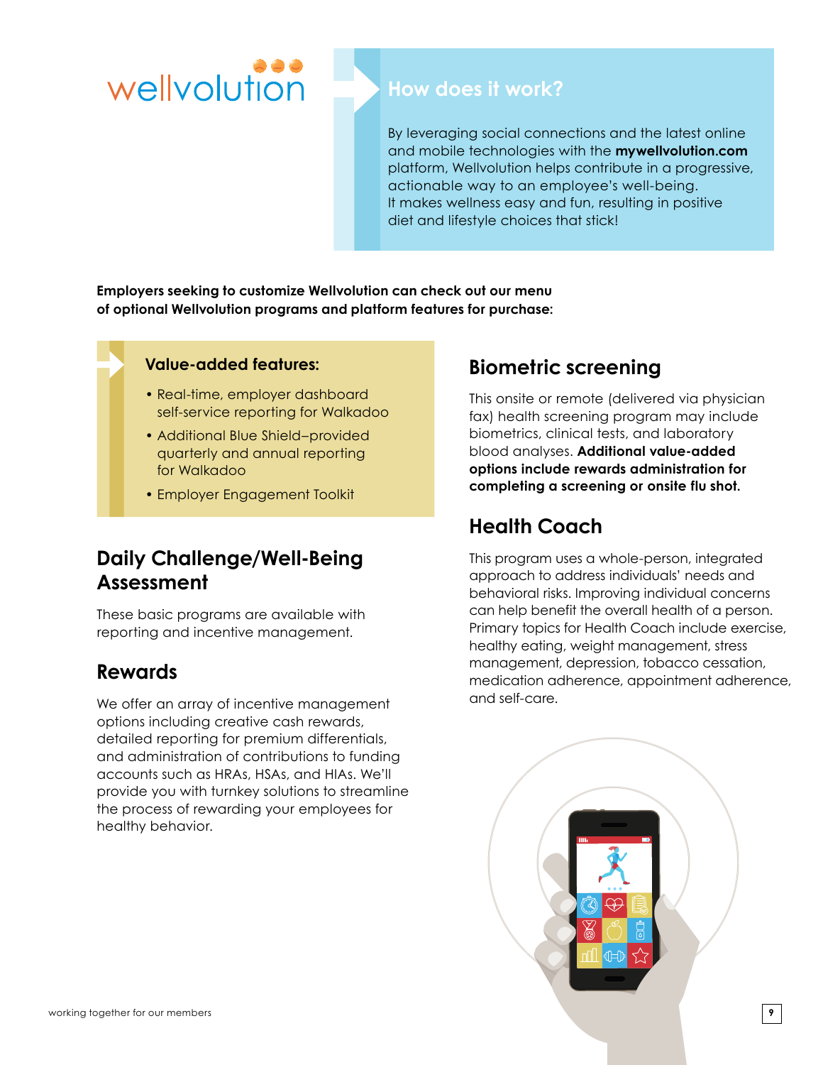wellvolution

## How does it work?

By leveraging social connections and the latest online and mobile technologies with the **mywellvolution.com** platform, Wellvolution helps contribute in a progressive, actionable way to an employee's well-being. It makes wellness easy and fun, resulting in positive diet and lifestyle choices that stick!

**Employers seeking to customize Wellvolution can check out our menu of optional Wellvolution programs and platform features for purchase:**

### Value-added features:

- Real-time, employer dashboard self-service reporting for Walkadoo
- Additional Blue Shield–provided quarterly and annual reporting for Walkadoo
- Employer Engagement Toolkit

## Daily Challenge/Well-Being Assessment

These basic programs are available with reporting and incentive management.

## Rewards

We offer an array of incentive management options including creative cash rewards, detailed reporting for premium differentials, and administration of contributions to funding accounts such as HRAs, HSAs, and HIAs. We'll provide you with turnkey solutions to streamline the process of rewarding your employees for healthy behavior.

## Biometric screening

This onsite or remote (delivered via physician fax) health screening program may include biometrics, clinical tests, and laboratory blood analyses. **Additional value-added options include rewards administration for completing a screening or onsite flu shot.**

## Health Coach

This program uses a whole-person, integrated approach to address individuals' needs and behavioral risks. Improving individual concerns can help benefit the overall health of a person. Primary topics for Health Coach include exercise, healthy eating, weight management, stress management, depression, tobacco cessation, medication adherence, appointment adherence, and self-care.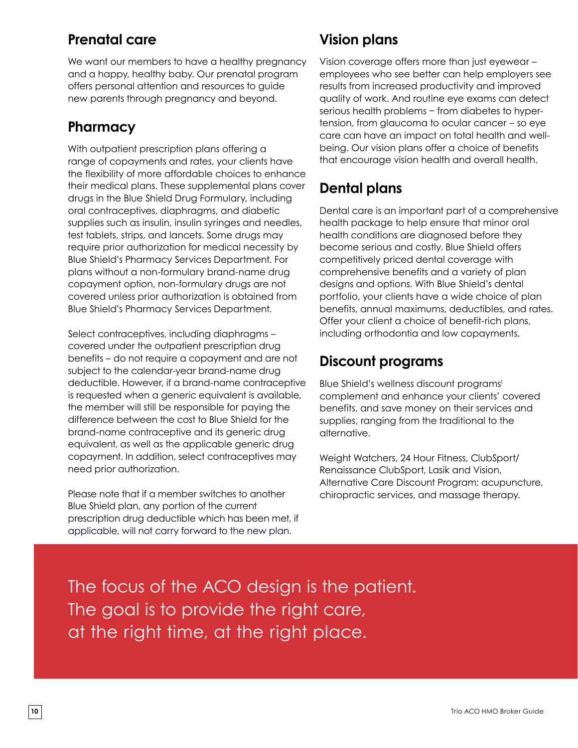## Prenatal care

We want our members to have a healthy pregnancy and a happy, healthy baby. Our prenatal program offers personal attention and resources to guide new parents through pregnancy and beyond.

## Pharmacy

With outpatient prescription plans offering a range of copayments and rates, your clients have the flexibility of more affordable choices to enhance their medical plans. These supplemental plans cover drugs in the Blue Shield Drug Formulary, including oral contraceptives, diaphragms, and diabetic supplies such as insulin, insulin syringes and needles, test tablets, strips, and lancets. Some drugs may require prior authorization for medical necessity by Blue Shield's Pharmacy Services Department. For plans without a non-formulary brand-name drug copayment option, non-formulary drugs are not covered unless prior authorization is obtained from Blue Shield's Pharmacy Services Department.

Select contraceptives, including diaphragms – covered under the outpatient prescription drug benefits – do not require a copayment and are not subject to the calendar-year brand-name drug deductible. However, if a brand-name contraceptive is requested when a generic equivalent is available, the member will still be responsible for paying the difference between the cost to Blue Shield for the brand-name contraceptive and its generic drug equivalent, as well as the applicable generic drug copayment. In addition, select contraceptives may need prior authorization.

Please note that if a member switches to another Blue Shield plan, any portion of the current prescription drug deductible which has been met, if applicable, will not carry forward to the new plan.

## Vision plans

Vision coverage offers more than just eyewear – employees who see better can help employers see results from increased productivity and improved quality of work. And routine eye exams can detect serious health problems – from diabetes to hyper-tension, from glaucoma to ocular cancer – so eye care can have an impact on total health and well-being. Our vision plans offer a choice of benefits that encourage vision health and overall health.

## Dental plans

Dental care is an important part of a comprehensive health package to help ensure that minor oral health conditions are diagnosed before they become serious and costly. Blue Shield offers competitively priced dental coverage with comprehensive benefits and a variety of plan designs and options. With Blue Shield's dental portfolio, your clients have a wide choice of plan benefits, annual maximums, deductibles, and rates. Offer your client a choice of benefit-rich plans, including orthodontia and low copayments.

## Discount programs

Blue Shield's wellness discount programs[1] complement and enhance your clients' covered benefits, and save money on their services and supplies, ranging from the traditional to the alternative.

Weight Watchers, 24 Hour Fitness, ClubSport/Renaissance ClubSport, Lasik and Vision, Alternative Care Discount Program: acupuncture, chiropractic services, and massage therapy.

The focus of the ACO design is the patient. The goal is to provide the right care, at the right time, at the right place.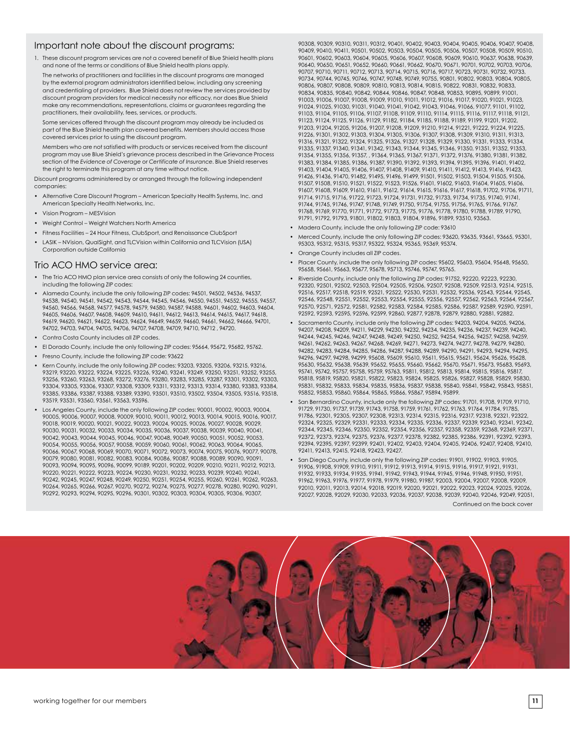## Important note about the discount programs:

1. These discount program services are not a covered benefit of Blue Shield health plans and none of the terms or conditions of Blue Shield health plans apply.

   The networks of practitioners and facilities in the discount programs are managed by the external program administrators identified below, including any screening and credentialing of providers. Blue Shield does not review the services provided by discount program providers for medical necessity nor efficacy, nor does Blue Shield make any recommendations, representations, claims or guarantees regarding the practitioners, their availability, fees, services, or products.

   Some services offered through the discount program may already be included as part of the Blue Shield health plan covered benefits. Members should access those covered services prior to using the discount program.

   Members who are not satisfied with products or services received from the discount program may use Blue Shield's grievance process described in the Grievance Process section of the *Evidence of Coverage* or *Certificate of Insurance*. Blue Shield reserves the right to terminate this program at any time without notice.

Discount programs administered by or arranged through the following independent companies:

- Alternative Care Discount Program – American Specialty Health Systems, Inc. and American Specialty Health Networks, Inc.
- Vision Program – MESVision
- Weight Control – Weight Watchers North America
- Fitness Facilities – 24 Hour Fitness, ClubSport, and Renaissance ClubSport
- LASIK – NVision, QualSight, and TLCVision within California and TLCVision (USA) Corporation outside California

## Trio ACO HMO service area:

- The Trio ACO HMO plan service area consists of only the following 24 counties, including the following ZIP codes:
- Alameda County, include the only following ZIP codes: 94501, 94502, 94536, 94537, 94538, 94540, 94541, 94542, 94543, 94544, 94545, 94546, 94550, 94551, 94552, 94555, 94557, 94560, 94566, 94568, 94577, 94578, 94579, 94580, 94587, 94588, 94601, 94602, 94603, 94604, 94605, 94606, 94607, 94608, 94609, 94610, 94611, 94612, 94613, 94614, 94615, 94617, 94618, 94619, 94620, 94621, 94622, 94623, 94624, 94649, 94659, 94660, 94661, 94662, 94666, 94701, 94702, 94703, 94704, 94705, 94706, 94707, 94708, 94709, 94710, 94712 , 94720.
- Contra Costa County includes all ZIP codes.
- El Dorado County, include the only following ZIP codes: 95664, 95672, 95682, 95762.
- Fresno County, include the following ZIP code: 93622
- Kern County, include the only following ZIP codes: 93203, 93205, 93206, 93215, 93216, 93219, 93220, 93222, 93224, 93225, 93226, 93240, 93241, 93249, 93250, 93251, 93252, 93255, 93256, 93260, 93263, 93268, 93272, 93276, 93280, 93283, 93285, 93287, 93301, 93302, 93303, 93304, 93305, 93306, 93307, 93308, 93309, 93311, 93312, 93313, 93314, 93380, 93383, 93384, 93385, 93386, 93387, 93388, 93389, 93390, 93501, 93510, 93502, 93504, 93505, 93516, 93518, 93519, 93531, 93560, 93561, 93563, 93596.
- Los Angeles County, include the only following ZIP codes: 90001, 90002, 90003, 90004, 90005, 90006, 90007, 90008, 90009, 90010, 90011, 90012, 90013, 90014, 90015, 90016, 90017, 90018, 90019, 90020, 90021, 90022, 90023, 90024, 90025, 90026, 90027, 90028, 90029, 90030, 90031, 90032, 90033, 90034, 90035, 90036, 90037, 90038, 90039, 90040, 90041, 90042, 90043, 90044, 90045, 90046, 90047, 90048, 90049, 90050, 90051, 90052, 90053, 90054, 90055, 90056, 90057, 90058, 90059, 90060, 90061, 90062, 90063, 90064, 90065, 90066, 90067, 90068, 90069, 90070, 90071, 90072, 90073, 90074, 90075, 90076, 90077, 90078, 90079, 90080, 90081, 90082, 90083, 90084, 90086, 90087, 90088, 90089, 90090, 90091, 90093, 90094, 90095, 90096, 90099, 90189, 90201, 90202, 90209, 90210, 90211, 90212, 90213, 90220, 90221, 90222, 90223, 90224, 90230, 90231, 90232, 90233, 90239, 90240, 90241, 90242, 90245, 90247, 90248, 90249, 90250, 90251, 90254, 90255, 90260, 90261, 90262, 90263, 90264, 90265, 90266, 90267, 90270, 90272, 90274, 90275, 90277, 90278, 90280, 90290, 90291, 90292, 90293, 90294, 90295, 90296, 90301, 90302, 90303, 90304, 90305, 90306, 90307, 90308, 90309, 90310, 90311, 90312, 90401, 90402, 90403, 90404, 90405, 90406, 90407, 90408, 90409, 90410, 90411, 90501, 90502, 90503, 90504, 90505, 90506, 90507, 90508, 90509, 90510, 90601, 90602, 90603, 90604, 90605, 90606, 90607, 90608, 90609, 90610, 90637, 90638, 90639, 90640, 90650, 90651, 90652, 90660, 90661, 90662, 90670, 90671, 90701, 90702, 90703, 90706, 90707, 90710, 90711, 90712, 90713, 90714, 90715, 90716, 90717, 90723, 90731, 90732, 90733, 90734, 90744, 90745, 90746, 90747, 90748, 90749, 90755, 90801, 90802, 90803, 90804, 90805, 90806, 90807, 90808, 90809, 90810, 90813, 90814, 90815, 90822, 90831, 90832, 90833, 90834, 90835, 90840, 90842, 90844, 90846, 90847, 90848, 90853, 90895, 90899, 91001, 91003, 91006, 91007, 91008, 91009, 91010, 91011, 91012, 91016, 91017, 91020, 91021, 91023, 91024, 91025, 91030, 91031, 91040, 91041, 91042, 91043, 91046, 91066, 91077, 91101, 91102, 91103, 91104, 91105, 91106, 91107, 91108, 91109, 91110, 91114, 91115, 91116, 91117, 91118, 91121, 91123, 91124, 91125, 91126, 91129, 91182, 91184, 91185, 91188, 91189, 91199, 91201, 91202, 91203, 91204, 91205, 91206, 91207, 91208, 91209, 91210, 91214, 91221, 91222, 91224, 91225, 91226, 91301, 91302, 91303, 91304, 91305, 91306, 91307, 91308, 91309, 91310, 91311, 91313, 91316, 91321, 91322, 91324, 91325, 91326, 91327, 91328, 91329, 91330, 91331, 91333, 91334, 91335, 91337, 91340, 91341, 91342, 91343, 91344, 91345, 91346, 91350, 91351, 91352, 91353, 91354, 91355, 91356, 91357, , 91364, 91365, 91367, 91371, 91372, 91376, 91380, 91381, 91382, 91383, 91384, 91385, 91386, 91387, 91390, 91392, 91393, 91394, 91395, 91396, 91401, 91402, 91403, 91404, 91405, 91406, 91407, 91408, 91409, 91410, 91411, 91412, 91413, 91416, 91423, 91426, 91436, 91470, 91482, 91495, 91496, 91499, 91501, 91502, 91503, 91504, 91505, 91506, 91507, 91508, 91510, 91521, 91522, 91523, 91526, 91601, 91602, 91603, 91604, 91605, 91606, 91607, 91608, 91609, 91610, 91611, 91612, 91614, 91615, 91616, 91617, 91618, 91702, 91706, 91711, 91714, 91715, 91716, 91722, 91723, 91724, 91731, 91732, 91733, 91734, 91735, 91740, 91741, 91744, 91745, 91746, 91747, 91748, 91749, 91750, 91754, 91755, 91756, 91765, 91766, 91767, 91768, 91769, 91770, 91771, 91772, 91773, 91775, 91776, 91778, 91780, 91788, 91789, 91790, 91791, 91792, 91793, 91801, 91802, 91803, 91804, 91896, 91899, 93510, 93563.
- Madera County, include the only following ZIP code: 93610
- Merced County, include the only following ZIP codes: 93620, 93635, 93661, 93665, 95301, 95303, 95312, 95315, 95317, 95322, 95324, 95365, 95369, 95374.
- Orange County includes all ZIP codes.
- Placer County, include the only following ZIP codes: 95602, 95603, 95604, 95648, 95650, 95658, 95661, 95663, 95677, 95678, 95713, 95746, 95747, 95765.
- Riverside County, include only the following ZIP codes: 91752, 92220, 92223, 92230, 92320, 92501, 92502, 92503, 92504, 92505, 92506, 92507, 92508, 92509, 92513, 92514, 92515, 92516, 92517, 92518, 92519, 92521, 92522, 92530, 92531, 92532, 92536, 92543, 92544, 92545, 92546, 92548, 92551, 92552, 92553, 92554, 92555, 92556, 92557, 92562, 92563, 92564, 92567, 92570, 92571, 92572, 92581, 92582, 92583, 92584, 92585, 92586, 92587, 92589, 92590, 92591, 92592, 92593, 92595, 92596, 92599, 92860, 92877, 92878, 92879, 92880, 92881, 92882.
- Sacramento County, include only the following ZIP codes: 94203, 94204, 94205, 94206, 94207, 94208, 94209, 94211, 94229, 94230, 94232, 94234, 94235, 94236, 94237, 94239, 94240, 94244, 94245, 94246, 94247, 94248, 94249, 94250, 94252, 94254, 94256, 94257, 94258, 94259, 94261, 94262, 94263, 94267, 94268, 94269, 94271, 94273, 94274, 94277, 94278, 94279, 94280, 94282, 94283, 94284, 94285, 94286, 94287, 94288, 94289, 94290, 94291, 94293, 94294, 94295, 94296, 94297, 94298, 94299, 95608, 95609, 95610, 95611, 95615, 95621, 95624, 95626, 95628, 95630, 95632, 95638, 95639, 95652, 95655, 95660, 95662, 95670, 95671, 95673, 95683, 95693, 95741, 95742, 95757, 95758, 95759, 95763, 95811, 95812, 95813, 95814, 95815, 95816, 95817, 95818, 95819, 95820, 95821, 95822, 95823, 95824, 95825, 95826, 95827, 95828, 95829, 95830, 95831, 95832, 95833, 95834, 95835, 95836, 95837, 95838, 95840, 95841, 95842, 95843, 95851, 95852, 95853, 95860, 95864, 95865, 95866, 95867, 95894, 95899.
- San Bernardino County, include only the following ZIP codes: 91701, 91708, 91709, 91710, 91729, 91730, 91737, 91739, 91743, 91758, 91759, 91761, 91762, 91763, 91764, 91784, 91785, 91786, 92301, 92305, 92307, 92308, 92313, 92314, 92315, 92316, 92317, 92318, 92321, 92322, 92324, 92325, 92329, 92331, 92333, 92334, 92335, 92336, 92337, 92339, 92340, 92341, 92342, 92344, 92345, 92346, 92350, 92352, 92354, 92356, 92357, 92358, 92359, 92368, 92369, 92371, 92372, 92373, 92374, 92375, 92376, 92377, 92378, 92382, 92385, 92386, 92391, 92392, 92393, 92394, 92395, 92397, 92399, 92401, 92402, 92403, 92404, 92405, 92406, 92407, 92408, 92410, 92411, 92413, 92415, 92418, 92423, 92427.
- San Diego County, include only the following ZIP codes: 91901, 91902, 91903, 91905, 91906, 91908, 91909, 91910, 91911, 91912, 91913, 91914, 91915, 91916, 91917, 91921, 91931, 91932, 91933, 91934, 91935, 91941, 91942, 91943, 91944, 91945, 91946, 91948, 91950, 91951, 91962, 91963, 91976, 91977, 91978, 91979, 91980, 91987, 92003, 92004, 92007, 92008, 92009, 92010, 92011, 92013, 92014, 92018, 92019, 92020, 92021, 92022, 92023, 92024, 92025, 92026, 92027, 92028, 92029, 92030, 92033, 92036, 92037, 92038, 92039, 92040, 92046, 92049, 92051,

Continued on the back cover

working together for our members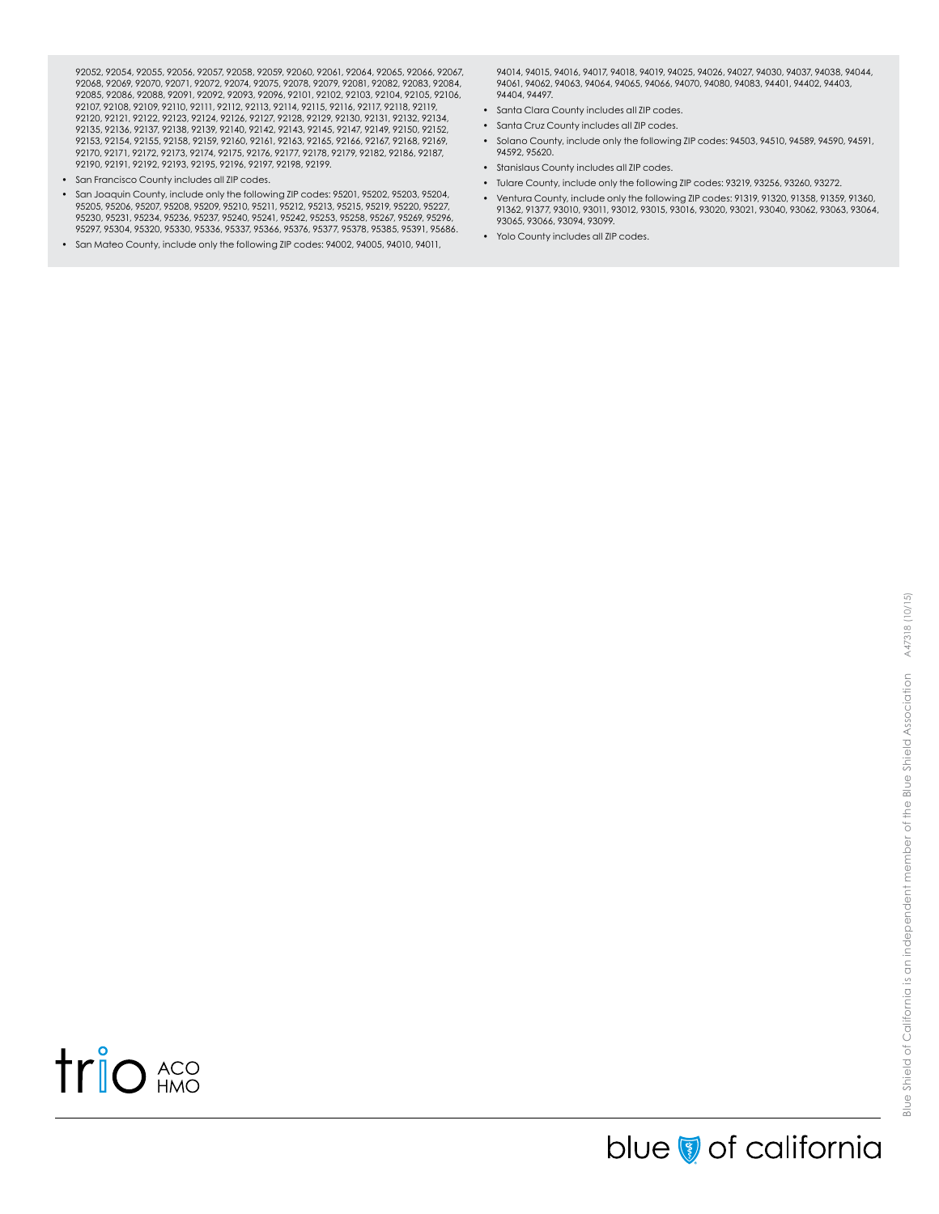92052, 92054, 92055, 92056, 92057, 92058, 92059, 92060, 92061, 92064, 92065, 92066, 92067, 92068, 92069, 92070, 92071, 92072, 92074, 92075, 92078, 92079, 92081, 92082, 92083, 92084, 92085, 92086, 92088, 92091, 92092, 92093, 92096, 92101, 92102, 92103, 92104, 92105, 92106, 92107, 92108, 92109, 92110, 92111, 92112, 92113, 92114, 92115, 92116, 92117, 92118, 92119, 92120, 92121, 92122, 92123, 92124, 92126, 92127, 92128, 92129, 92130, 92131, 92132, 92134, 92135, 92136, 92137, 92138, 92139, 92140, 92142, 92143, 92145, 92147, 92149, 92150, 92152, 92153, 92154, 92155, 92158, 92159, 92160, 92161, 92163, 92165, 92166, 92167, 92168, 92169, 92170, 92171, 92172, 92173, 92174, 92175, 92176, 92177, 92178, 92179, 92182, 92186, 92187, 92190, 92191, 92192, 92193, 92195, 92196, 92197, 92198, 92199.

- San Francisco County includes all ZIP codes.
- San Joaquin County, include only the following ZIP codes: 95201, 95202, 95203, 95204, 95205, 95206, 95207, 95208, 95209, 95210, 95211, 95212, 95213, 95215, 95219, 95220, 95227, 95230, 95231, 95234, 95236, 95237, 95240, 95241, 95242, 95253, 95258, 95267, 95269, 95296, 95297, 95304, 95320, 95330, 95336, 95337, 95366, 95376, 95377, 95378, 95385, 95391, 95686.
- San Mateo County, include only the following ZIP codes: 94002, 94005, 94010, 94011, 94014, 94015, 94016, 94017, 94018, 94019, 94025, 94026, 94027, 94030, 94037, 94038, 94044, 94061, 94062, 94063, 94064, 94065, 94066, 94070, 94080, 94083, 94401, 94402, 94403, 94404, 94497.
- Santa Clara County includes all ZIP codes.
- Santa Cruz County includes all ZIP codes.
- Solano County, include only the following ZIP codes: 94503, 94510, 94589, 94590, 94591, 94592, 95620.
- Stanislaus County includes all ZIP codes.
- Tulare County, include only the following ZIP codes: 93219, 93256, 93260, 93272.
- Ventura County, include only the following ZIP codes: 91319, 91320, 91358, 91359, 91360, 91362, 91377, 93010, 93011, 93012, 93015, 93016, 93020, 93021, 93040, 93062, 93063, 93064, 93065, 93066, 93094, 93099.
- Yolo County includes all ZIP codes.

trio ACO HMO

Blue Shield of California is an independent member of the Blue Shield Association A47318 (10/15)

blue of california